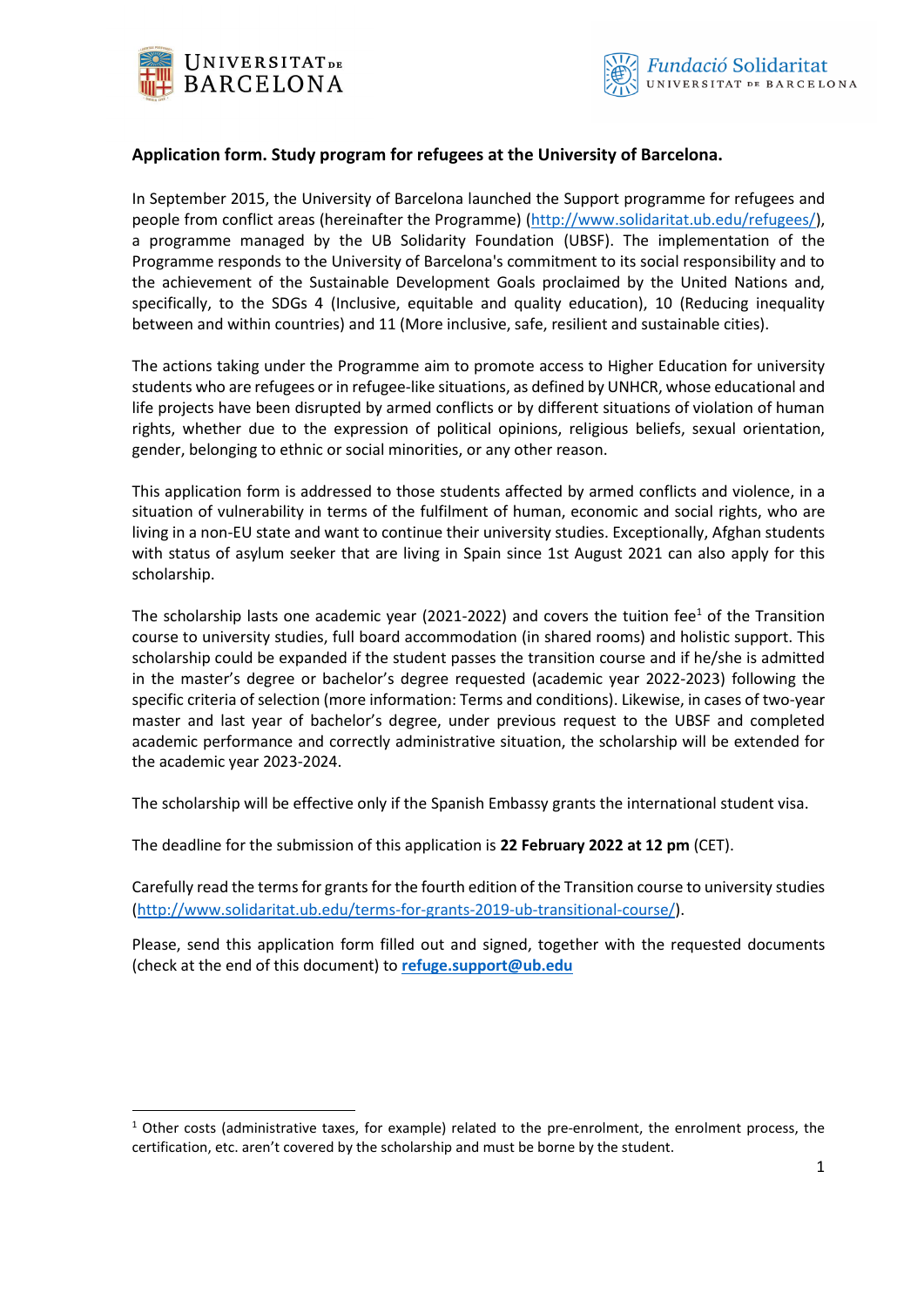**Application form. Study program for refugees at the University of Barcelona.**

In September 2015, the University of Barcelona launched the Support programme for refugees and people from conflict areas (hereinafter the Programme) (http://www.solidaritat.ub.edu/refugees/), a programme managed by the UB Solidarity Foundation (UBSF). The implementation of the Programme responds to the University of Barcelona's commitment to its social responsibility and to the achievement of the Sustainable Development Goals proclaimed by the United Nations and, specifically, to the SDGs 4 (Inclusive, equitable and quality education), 10 (Reducing inequality between and within countries) and 11 (More inclusive, safe, resilient and sustainable cities).

The actions taking under the Programme aim to promote access to Higher Education for university students who are refugees or in refugee-like situations, as defined by UNHCR, whose educational and life projects have been disrupted by armed conflicts or by different situations of violation of human rights, whether due to the expression of political opinions, religious beliefs, sexual orientation, gender, belonging to ethnic or social minorities, or any other reason.

This application form is addressed to those students affected by armed conflicts and violence, in a situation of vulnerability in terms of the fulfilment of human, economic and social rights, who are living in a non-EU state and want to continue their university studies. Exceptionally, Afghan students with status of asylum seeker that are living in Spain since 1st August 2021 can also apply for this scholarship.

The scholarship lasts one academic year (2021-2022) and covers the tuition fee[1] of the Transition course to university studies, full board accommodation (in shared rooms) and holistic support. This scholarship could be expanded if the student passes the transition course and if he/she is admitted in the master's degree or bachelor's degree requested (academic year 2022-2023) following the specific criteria of selection (more information: Terms and conditions). Likewise, in cases of two-year master and last year of bachelor's degree, under previous request to the UBSF and completed academic performance and correctly administrative situation, the scholarship will be extended for the academic year 2023-2024.

The scholarship will be effective only if the Spanish Embassy grants the international student visa.

The deadline for the submission of this application is **22 February 2022 at 12 pm** (CET).

Carefully read the terms for grants for the fourth edition of the Transition course to university studies (http://www.solidaritat.ub.edu/terms-for-grants-2019-ub-transitional-course/).

Please, send this application form filled out and signed, together with the requested documents (check at the end of this document) to **refuge.support@ub.edu**

---

[1] Other costs (administrative taxes, for example) related to the pre-enrolment, the enrolment process, the certification, etc. aren't covered by the scholarship and must be borne by the student.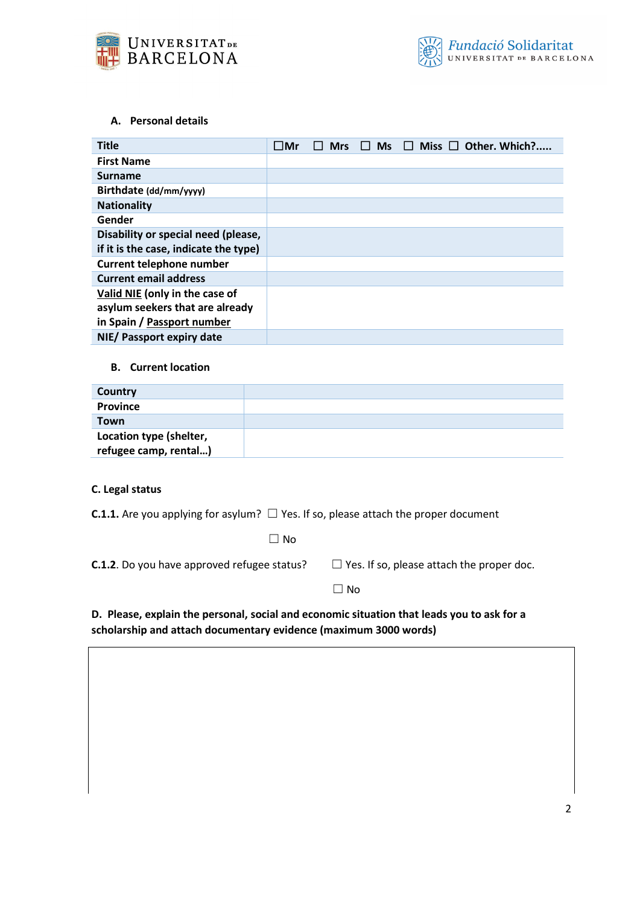### A. Personal details

| Title | ☐Mr ☐ Mrs ☐ Ms ☐ Miss ☐ Other. Which?..... |
|---|---|
| First Name | |
| Surname | |
| Birthdate (dd/mm/yyyy) | |
| Nationality | |
| Gender | |
| Disability or special need (please, if it is the case, indicate the type) | |
| Current telephone number | |
| Current email address | |
| Valid NIE (only in the case of asylum seekers that are already in Spain / Passport number | |
| NIE/ Passport expiry date | |

### B. Current location

| Country | |
|---|---|
| Province | |
| Town | |
| Location type (shelter, refugee camp, rental…) | |

### C. Legal status

**C.1.1.** Are you applying for asylum? ☐ Yes. If so, please attach the proper document

☐ No

**C.1.2**. Do you have approved refugee status? ☐ Yes. If so, please attach the proper doc.

☐ No

**D. Please, explain the personal, social and economic situation that leads you to ask for a scholarship and attach documentary evidence (maximum 3000 words)**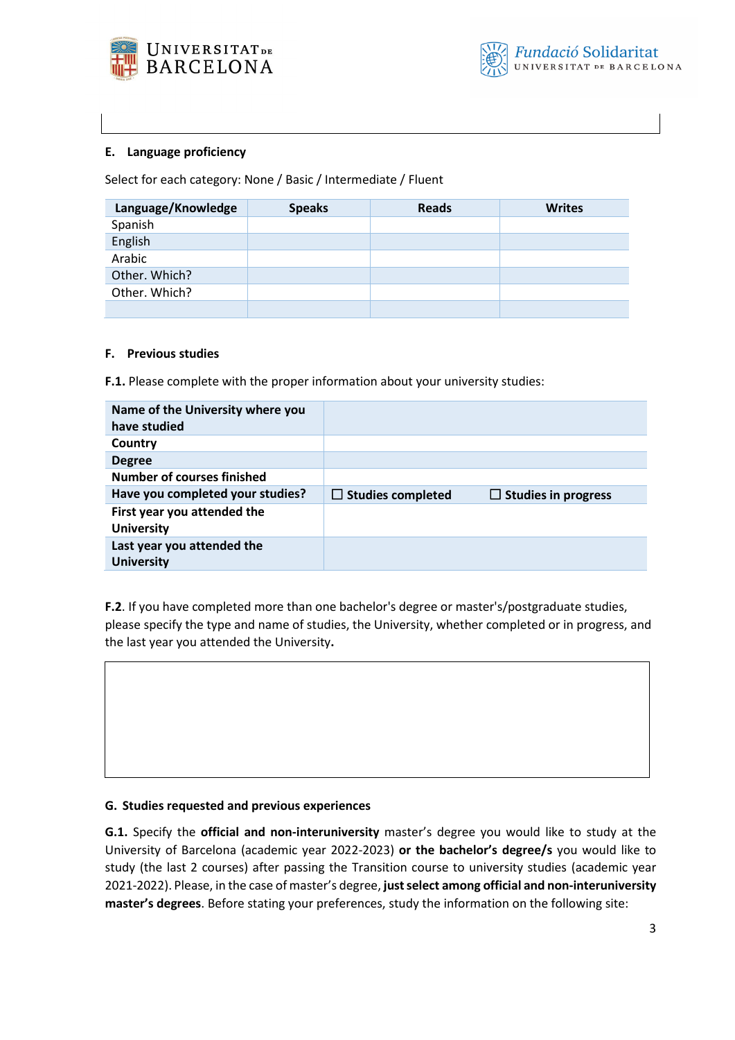### E. Language proficiency

Select for each category: None / Basic / Intermediate / Fluent

| Language/Knowledge | Speaks | Reads | Writes |
|---|---|---|---|
| Spanish | | | |
| English | | | |
| Arabic | | | |
| Other. Which? | | | |
| Other. Which? | | | |
| | | | |

### F. Previous studies

**F.1.** Please complete with the proper information about your university studies:

| | | |
|---|---|---|
| **Name of the University where you have studied** | | |
| **Country** | | |
| **Degree** | | |
| **Number of courses finished** | | |
| **Have you completed your studies?** | ☐ **Studies completed** | ☐ **Studies in progress** |
| **First year you attended the University** | | |
| **Last year you attended the University** | | |

**F.2**. If you have completed more than one bachelor's degree or master's/postgraduate studies, please specify the type and name of studies, the University, whether completed or in progress, and the last year you attended the University**.**

### G. Studies requested and previous experiences

**G.1.** Specify the **official and non-interuniversity** master's degree you would like to study at the University of Barcelona (academic year 2022-2023) **or the bachelor's degree/s** you would like to study (the last 2 courses) after passing the Transition course to university studies (academic year 2021-2022). Please, in the case of master's degree, **just select among official and non-interuniversity master's degrees**. Before stating your preferences, study the information on the following site: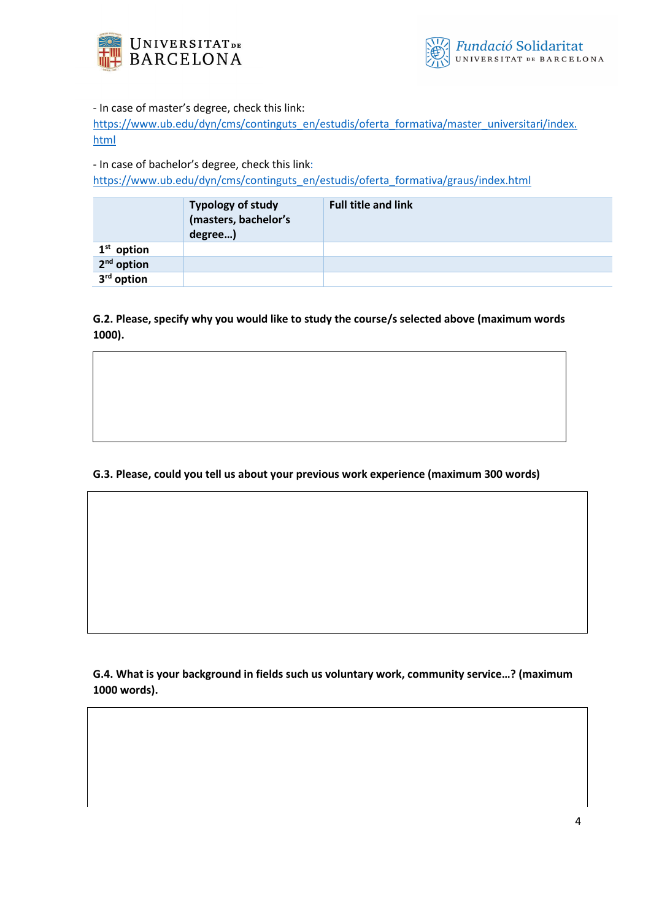- In case of master's degree, check this link: https://www.ub.edu/dyn/cms/continguts_en/estudis/oferta_formativa/master_universitari/index.html

- In case of bachelor's degree, check this link: https://www.ub.edu/dyn/cms/continguts_en/estudis/oferta_formativa/graus/index.html

| | **Typology of study (masters, bachelor's degree…)** | **Full title and link** |
|---|---|---|
| **1st option** | | |
| **2nd option** | | |
| **3rd option** | | |

**G.2. Please, specify why you would like to study the course/s selected above (maximum words 1000).**

**G.3. Please, could you tell us about your previous work experience (maximum 300 words)**

**G.4. What is your background in fields such us voluntary work, community service…? (maximum 1000 words).**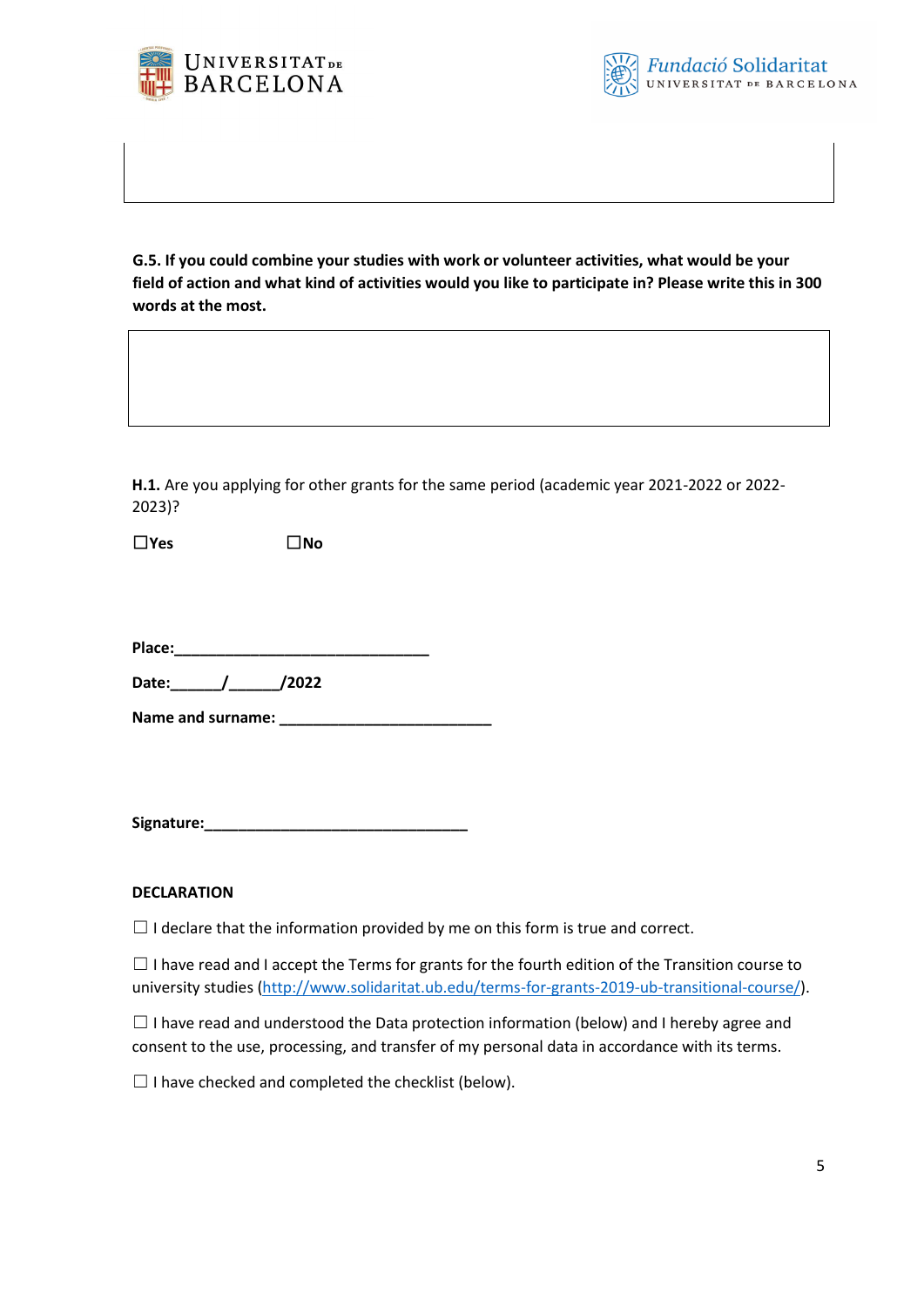**G.5. If you could combine your studies with work or volunteer activities, what would be your field of action and what kind of activities would you like to participate in? Please write this in 300 words at the most.**

**H.1.** Are you applying for other grants for the same period (academic year 2021-2022 or 2022-2023)?

☐**Yes** ☐**No**

**Place:**_______________________________

**Date:**______/______/2022

**Name and surname:** _________________________

**Signature:**________________________________

**DECLARATION**

☐ I declare that the information provided by me on this form is true and correct.

☐ I have read and I accept the Terms for grants for the fourth edition of the Transition course to university studies (http://www.solidaritat.ub.edu/terms-for-grants-2019-ub-transitional-course/).

☐ I have read and understood the Data protection information (below) and I hereby agree and consent to the use, processing, and transfer of my personal data in accordance with its terms.

☐ I have checked and completed the checklist (below).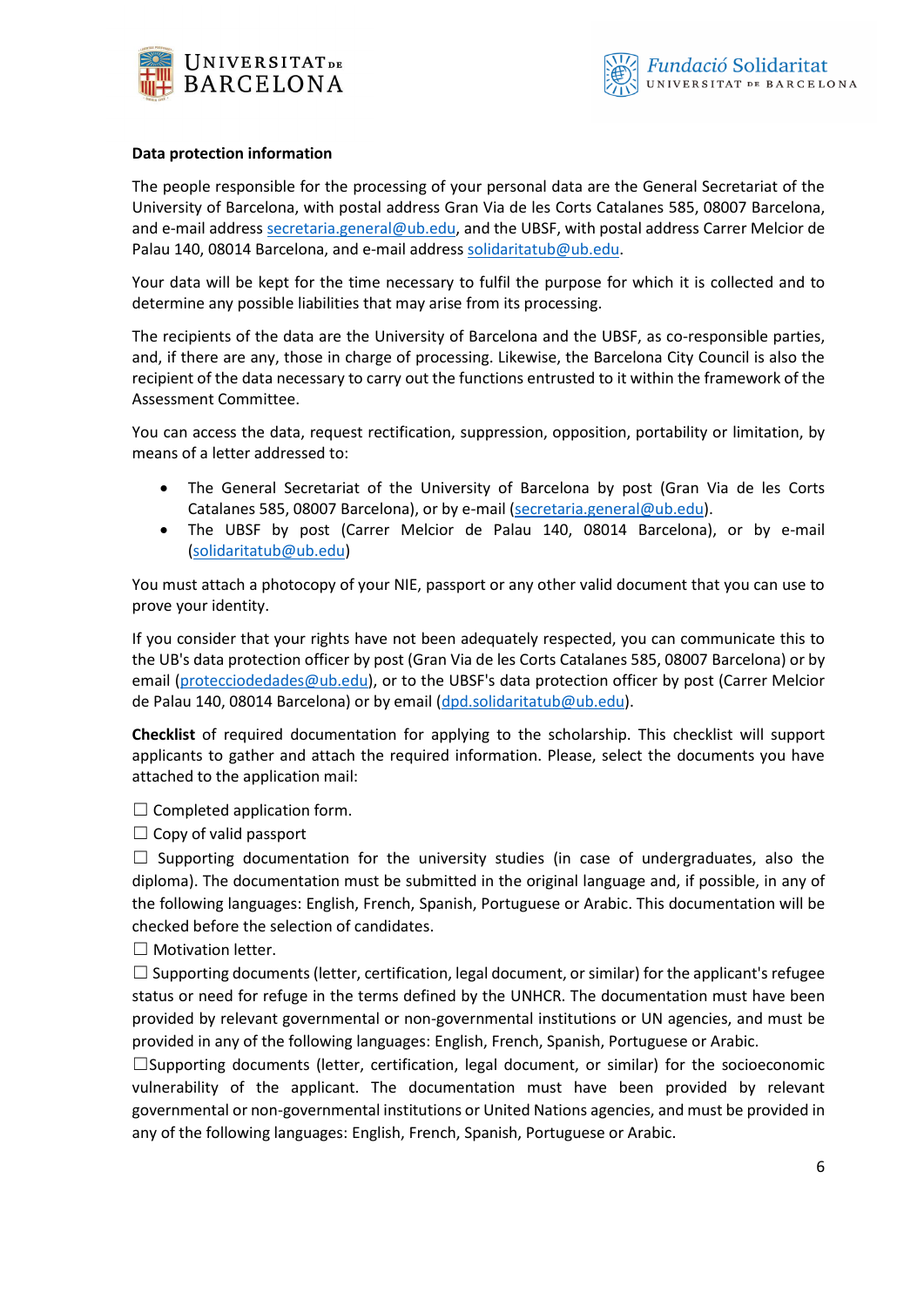**Data protection information**

The people responsible for the processing of your personal data are the General Secretariat of the University of Barcelona, with postal address Gran Via de les Corts Catalanes 585, 08007 Barcelona, and e-mail address secretaria.general@ub.edu, and the UBSF, with postal address Carrer Melcior de Palau 140, 08014 Barcelona, and e-mail address solidaritatub@ub.edu.

Your data will be kept for the time necessary to fulfil the purpose for which it is collected and to determine any possible liabilities that may arise from its processing.

The recipients of the data are the University of Barcelona and the UBSF, as co-responsible parties, and, if there are any, those in charge of processing. Likewise, the Barcelona City Council is also the recipient of the data necessary to carry out the functions entrusted to it within the framework of the Assessment Committee.

You can access the data, request rectification, suppression, opposition, portability or limitation, by means of a letter addressed to:

- The General Secretariat of the University of Barcelona by post (Gran Via de les Corts Catalanes 585, 08007 Barcelona), or by e-mail (secretaria.general@ub.edu).
- The UBSF by post (Carrer Melcior de Palau 140, 08014 Barcelona), or by e-mail (solidaritatub@ub.edu)

You must attach a photocopy of your NIE, passport or any other valid document that you can use to prove your identity.

If you consider that your rights have not been adequately respected, you can communicate this to the UB's data protection officer by post (Gran Via de les Corts Catalanes 585, 08007 Barcelona) or by email (protecciodedades@ub.edu), or to the UBSF's data protection officer by post (Carrer Melcior de Palau 140, 08014 Barcelona) or by email (dpd.solidaritatub@ub.edu).

**Checklist** of required documentation for applying to the scholarship. This checklist will support applicants to gather and attach the required information. Please, select the documents you have attached to the application mail:

☐ Completed application form.

☐ Copy of valid passport

☐ Supporting documentation for the university studies (in case of undergraduates, also the diploma). The documentation must be submitted in the original language and, if possible, in any of the following languages: English, French, Spanish, Portuguese or Arabic. This documentation will be checked before the selection of candidates.

☐ Motivation letter.

☐ Supporting documents (letter, certification, legal document, or similar) for the applicant's refugee status or need for refuge in the terms defined by the UNHCR. The documentation must have been provided by relevant governmental or non-governmental institutions or UN agencies, and must be provided in any of the following languages: English, French, Spanish, Portuguese or Arabic.

☐Supporting documents (letter, certification, legal document, or similar) for the socioeconomic vulnerability of the applicant. The documentation must have been provided by relevant governmental or non-governmental institutions or United Nations agencies, and must be provided in any of the following languages: English, French, Spanish, Portuguese or Arabic.